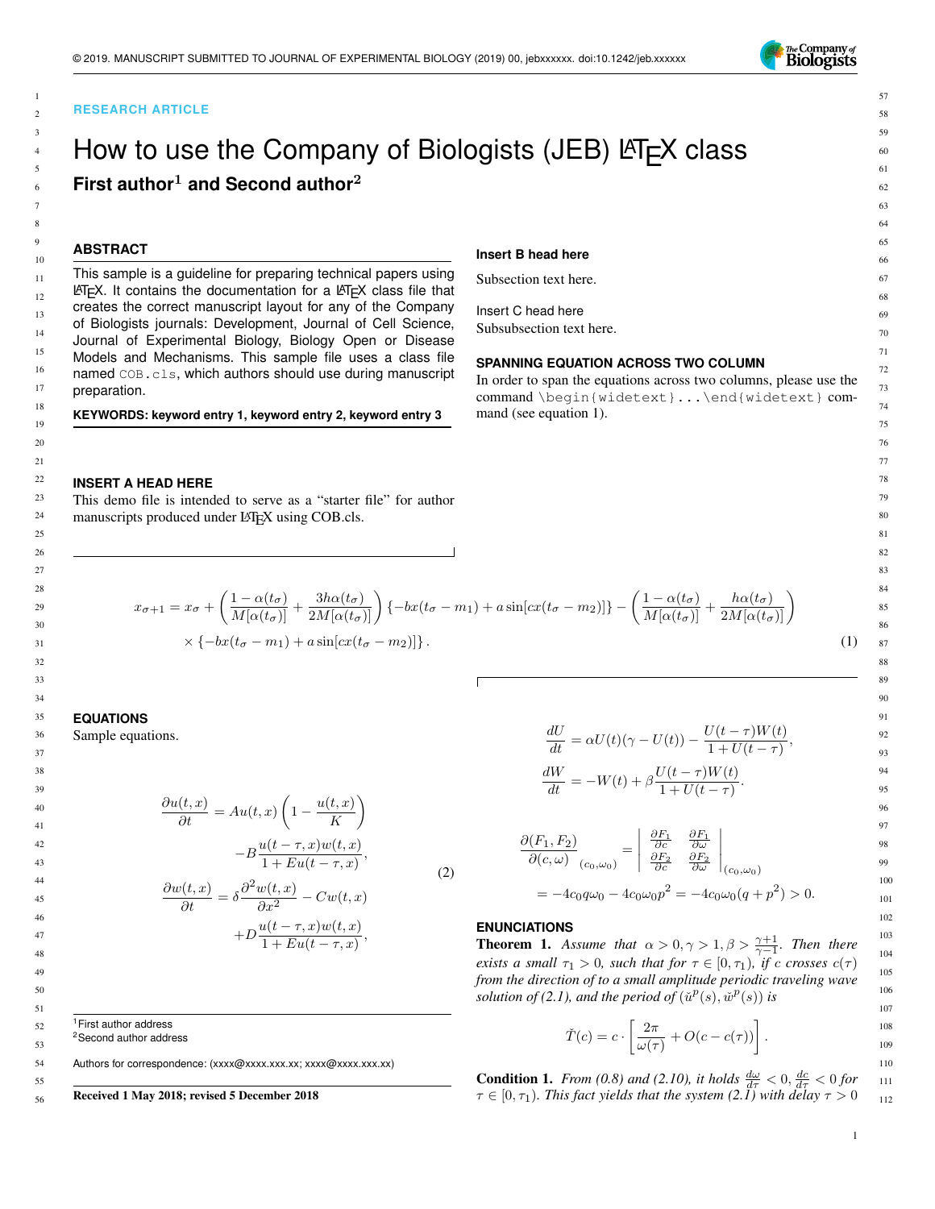RESEARCH ARTICLE

# How to use the Company of Biologists (JEB) LaTeX class

**First author[1] and Second author[2]**

## ABSTRACT

This sample is a guideline for preparing technical papers using LaTeX. It contains the documentation for a LaTeX class file that creates the correct manuscript layout for any of the Company of Biologists journals: Development, Journal of Cell Science, Journal of Experimental Biology, Biology Open or Disease Models and Mechanisms. This sample file uses a class file named `COB.cls`, which authors should use during manuscript preparation.

**KEYWORDS: keyword entry 1, keyword entry 2, keyword entry 3**

## INSERT A HEAD HERE

This demo file is intended to serve as a "starter file" for author manuscripts produced under LaTeX using COB.cls.

### Insert B head here

Subsection text here.

Insert C head here

Subsubsection text here.

## SPANNING EQUATION ACROSS TWO COLUMN

In order to span the equations across two columns, please use the command `\begin{widetext}...\end{widetext}` command (see equation 1).

$$
\begin{aligned}
x_{\sigma+1} = x_\sigma &+ \left(\frac{1-\alpha(t_\sigma)}{M[\alpha(t_\sigma)]} + \frac{3h\alpha(t_\sigma)}{2M[\alpha(t_\sigma)]}\right)\{-bx(t_\sigma - m_1) + a\sin[cx(t_\sigma - m_2)]\} - \left(\frac{1-\alpha(t_\sigma)}{M[\alpha(t_\sigma)]} + \frac{h\alpha(t_\sigma)}{2M[\alpha(t_\sigma)]}\right) \\
&\times \{-bx(t_\sigma - m_1) + a\sin[cx(t_\sigma - m_2)]\}. \qquad (1)
\end{aligned}
$$

## EQUATIONS

Sample equations.

$$
\begin{aligned}
\frac{\partial u(t,x)}{\partial t} &= Au(t,x)\left(1 - \frac{u(t,x)}{K}\right) \\
&\quad - B\frac{u(t-\tau,x)w(t,x)}{1+Eu(t-\tau,x)}, \\
\frac{\partial w(t,x)}{\partial t} &= \delta\frac{\partial^2 w(t,x)}{\partial x^2} - Cw(t,x) \\
&\quad + D\frac{u(t-\tau,x)w(t,x)}{1+Eu(t-\tau,x)},
\end{aligned} \qquad (2)
$$

$$
\begin{aligned}
\frac{dU}{dt} &= \alpha U(t)(\gamma - U(t)) - \frac{U(t-\tau)W(t)}{1+U(t-\tau)}, \\
\frac{dW}{dt} &= -W(t) + \beta\frac{U(t-\tau)W(t)}{1+U(t-\tau)}.
\end{aligned}
$$

$$
\begin{aligned}
\frac{\partial(F_1,F_2)}{\partial(c,\omega)}_{(c_0,\omega_0)} &= \left|\begin{matrix} \frac{\partial F_1}{\partial c} & \frac{\partial F_1}{\partial \omega} \\ \frac{\partial F_2}{\partial c} & \frac{\partial F_2}{\partial \omega} \end{matrix}\right|_{(c_0,\omega_0)} \\
&= -4c_0q\omega_0 - 4c_0\omega_0p^2 = -4c_0\omega_0(q+p^2) > 0.
\end{aligned}
$$

## ENUNCIATIONS

**Theorem 1.** *Assume that $\alpha > 0, \gamma > 1, \beta > \frac{\gamma+1}{\gamma-1}$. Then there exists a small $\tau_1 > 0$, such that for $\tau \in [0,\tau_1)$, if $c$ crosses $c(\tau)$ from the direction of to a small amplitude periodic traveling wave solution of (2.1), and the period of $(\check{u}^p(s), \check{w}^p(s))$ is*

$$
\check{T}(c) = c \cdot \left[\frac{2\pi}{\omega(\tau)} + O(c - c(\tau))\right].
$$

**Condition 1.** *From (0.8) and (2.10), it holds $\frac{d\omega}{d\tau} < 0$, $\frac{dc}{d\tau} < 0$ for $\tau \in [0,\tau_1)$. This fact yields that the system (2.1) with delay $\tau > 0$*

---

[1] First author address
[2] Second author address

Authors for correspondence: (xxxx@xxxx.xxx.xx; xxxx@xxxx.xxx.xx)

**Received 1 May 2018; revised 5 December 2018**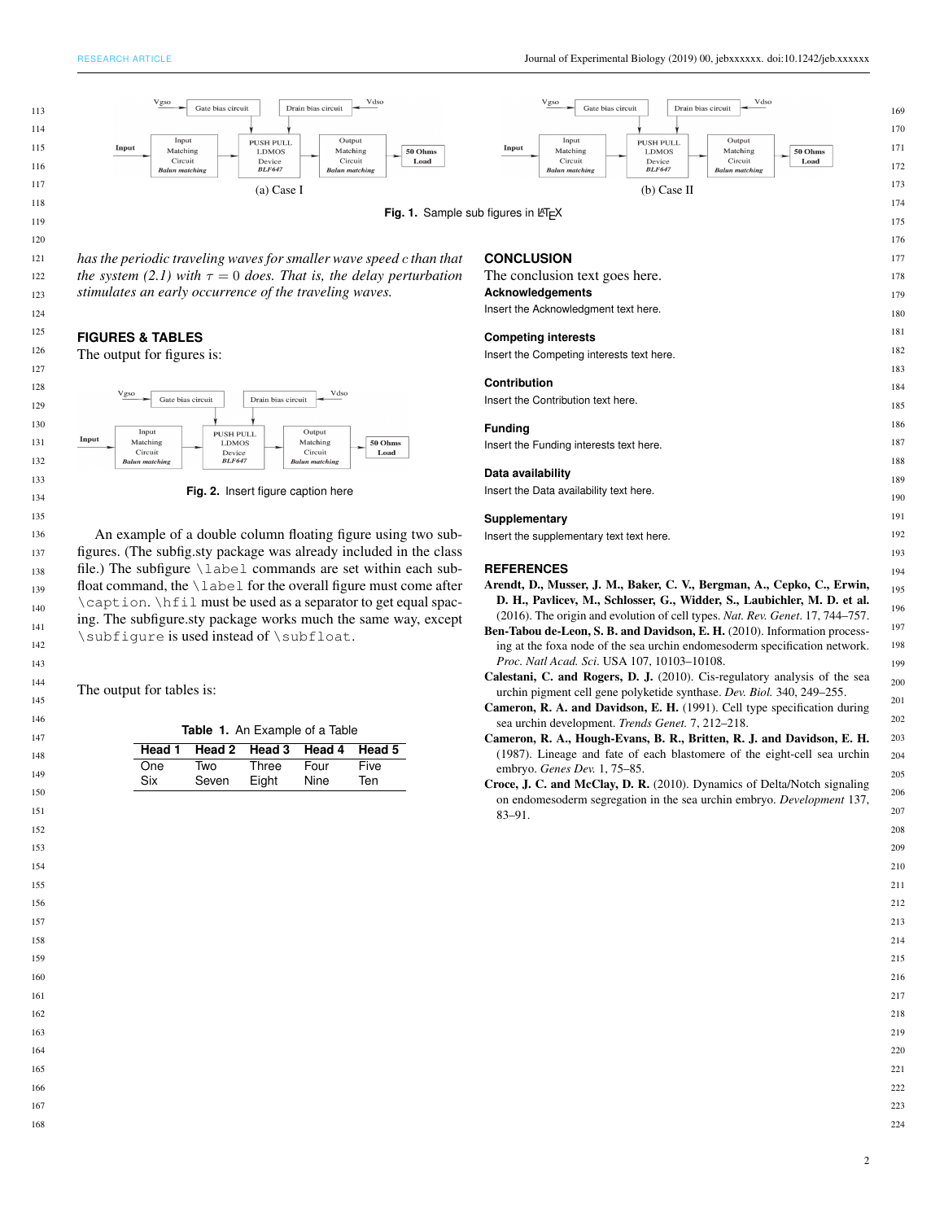Vgso

Gate bias circuit

Drain bias circuit

Vdso

Input

Input Matching Circuit *Balun matching*

PUSH PULL LDMOS Device *BLF647*

Output Matching Circuit *Balun matching*

50 Ohms Load

(a) Case I

Vgso

Gate bias circuit

Drain bias circuit

Vdso

Input

Input Matching Circuit *Balun matching*

PUSH PULL LDMOS Device *BLF647*

Output Matching Circuit *Balun matching*

50 Ohms Load

(b) Case II

**Fig. 1.** Sample sub figures in LaTeX

*has the periodic traveling waves for smaller wave speed $c$ than that the system (2.1) with $\tau = 0$ does. That is, the delay perturbation stimulates an early occurrence of the traveling waves.*

## FIGURES & TABLES

The output for figures is:

Vgso

Gate bias circuit

Drain bias circuit

Vdso

Input

Input Matching Circuit *Balun matching*

PUSH PULL LDMOS Device *BLF647*

Output Matching Circuit *Balun matching*

50 Ohms Load

**Fig. 2.** Insert figure caption here

An example of a double column floating figure using two subfigures. (The subfig.sty package was already included in the class file.) The subfigure `\label` commands are set within each subfloat command, the `\label` for the overall figure must come after `\caption`. `\hfil` must be used as a separator to get equal spacing. The subfigure.sty package works much the same way, except `\subfigure` is used instead of `\subfloat`.

The output for tables is:

**Table 1.** An Example of a Table

| Head 1 | Head 2 | Head 3 | Head 4 | Head 5 |
|---|---|---|---|---|
| One | Two | Three | Four | Five |
| Six | Seven | Eight | Nine | Ten |

## CONCLUSION

The conclusion text goes here.

### Acknowledgements

Insert the Acknowledgment text here.

### Competing interests

Insert the Competing interests text here.

### Contribution

Insert the Contribution text here.

### Funding

Insert the Funding interests text here.

### Data availability

Insert the Data availability text here.

### Supplementary

Insert the supplementary text text here.

## REFERENCES

**Arendt, D., Musser, J. M., Baker, C. V., Bergman, A., Cepko, C., Erwin, D. H., Pavlicev, M., Schlosser, G., Widder, S., Laubichler, M. D. et al.** (2016). The origin and evolution of cell types. *Nat. Rev. Genet.* 17, 744–757.

**Ben-Tabou de-Leon, S. B. and Davidson, E. H.** (2010). Information processing at the foxa node of the sea urchin endomesoderm specification network. *Proc. Natl Acad. Sci.* USA 107, 10103–10108.

**Calestani, C. and Rogers, D. J.** (2010). Cis-regulatory analysis of the sea urchin pigment cell gene polyketide synthase. *Dev. Biol.* 340, 249–255.

**Cameron, R. A. and Davidson, E. H.** (1991). Cell type specification during sea urchin development. *Trends Genet.* 7, 212–218.

**Cameron, R. A., Hough-Evans, B. R., Britten, R. J. and Davidson, E. H.** (1987). Lineage and fate of each blastomere of the eight-cell sea urchin embryo. *Genes Dev.* 1, 75–85.

**Croce, J. C. and McClay, D. R.** (2010). Dynamics of Delta/Notch signaling on endomesoderm segregation in the sea urchin embryo. *Development* 137, 83–91.